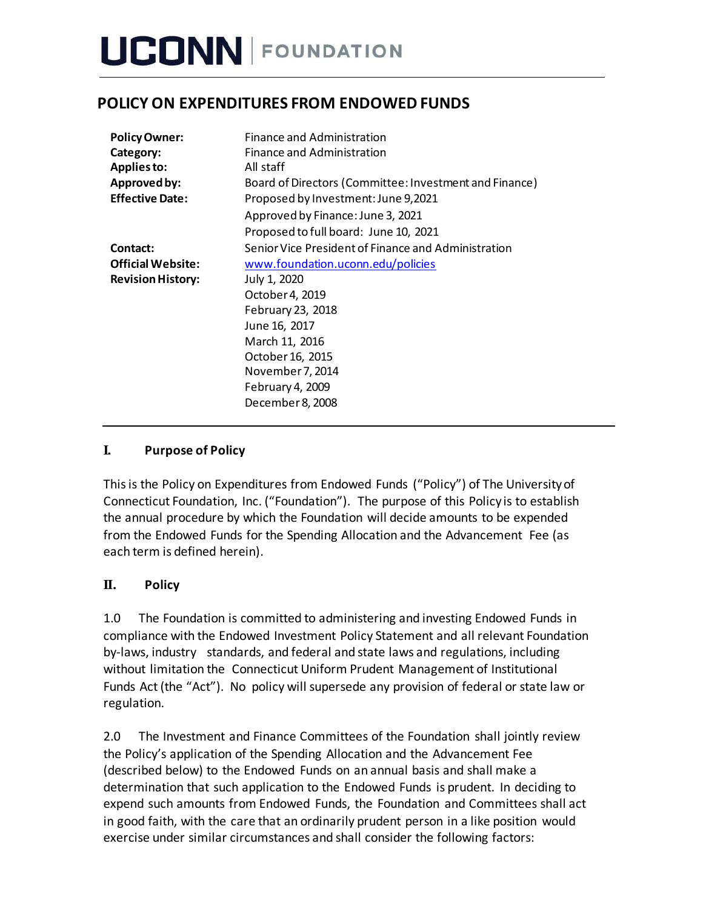UCONN | FOUNDATION

# POLICY ON EXPENDITURES FROM ENDOWED FUNDS

| | |
|---|---|
| **Policy Owner:** | Finance and Administration |
| **Category:** | Finance and Administration |
| **Applies to:** | All staff |
| **Approved by:** | Board of Directors (Committee: Investment and Finance) |
| **Effective Date:** | Proposed by Investment: June 9,2021 |
| | Approved by Finance: June 3, 2021 |
| | Proposed to full board: June 10, 2021 |
| **Contact:** | Senior Vice President of Finance and Administration |
| **Official Website:** | www.foundation.uconn.edu/policies |
| **Revision History:** | July 1, 2020 |
| | October 4, 2019 |
| | February 23, 2018 |
| | June 16, 2017 |
| | March 11, 2016 |
| | October 16, 2015 |
| | November 7, 2014 |
| | February 4, 2009 |
| | December 8, 2008 |

## I. Purpose of Policy

This is the Policy on Expenditures from Endowed Funds ("Policy") of The University of Connecticut Foundation, Inc. ("Foundation"). The purpose of this Policy is to establish the annual procedure by which the Foundation will decide amounts to be expended from the Endowed Funds for the Spending Allocation and the Advancement Fee (as each term is defined herein).

## II. Policy

1.0 The Foundation is committed to administering and investing Endowed Funds in compliance with the Endowed Investment Policy Statement and all relevant Foundation by-laws, industry standards, and federal and state laws and regulations, including without limitation the Connecticut Uniform Prudent Management of Institutional Funds Act (the "Act"). No policy will supersede any provision of federal or state law or regulation.

2.0 The Investment and Finance Committees of the Foundation shall jointly review the Policy's application of the Spending Allocation and the Advancement Fee (described below) to the Endowed Funds on an annual basis and shall make a determination that such application to the Endowed Funds is prudent. In deciding to expend such amounts from Endowed Funds, the Foundation and Committees shall act in good faith, with the care that an ordinarily prudent person in a like position would exercise under similar circumstances and shall consider the following factors: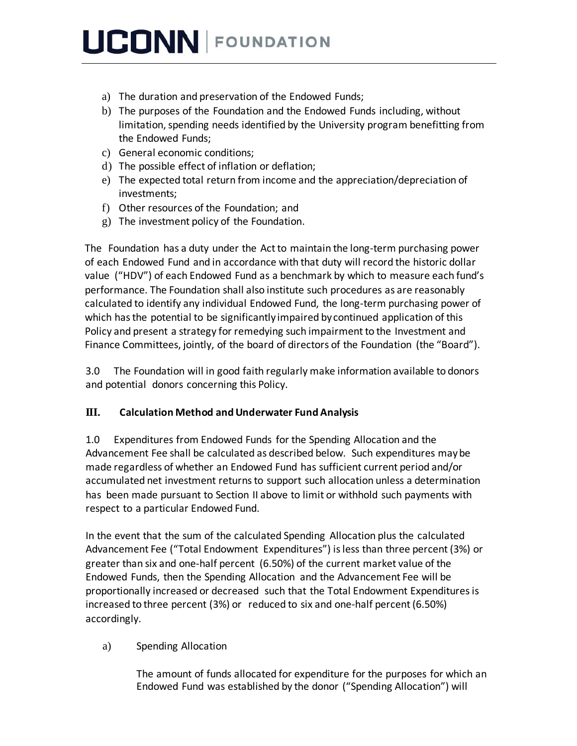a) The duration and preservation of the Endowed Funds;
b) The purposes of the Foundation and the Endowed Funds including, without limitation, spending needs identified by the University program benefitting from the Endowed Funds;
c) General economic conditions;
d) The possible effect of inflation or deflation;
e) The expected total return from income and the appreciation/depreciation of investments;
f) Other resources of the Foundation; and
g) The investment policy of the Foundation.

The Foundation has a duty under the Act to maintain the long-term purchasing power of each Endowed Fund and in accordance with that duty will record the historic dollar value ("HDV") of each Endowed Fund as a benchmark by which to measure each fund's performance. The Foundation shall also institute such procedures as are reasonably calculated to identify any individual Endowed Fund, the long-term purchasing power of which has the potential to be significantly impaired by continued application of this Policy and present a strategy for remedying such impairment to the Investment and Finance Committees, jointly, of the board of directors of the Foundation (the "Board").

3.0 The Foundation will in good faith regularly make information available to donors and potential donors concerning this Policy.

## III. Calculation Method and Underwater Fund Analysis

1.0 Expenditures from Endowed Funds for the Spending Allocation and the Advancement Fee shall be calculated as described below. Such expenditures may be made regardless of whether an Endowed Fund has sufficient current period and/or accumulated net investment returns to support such allocation unless a determination has been made pursuant to Section II above to limit or withhold such payments with respect to a particular Endowed Fund.

In the event that the sum of the calculated Spending Allocation plus the calculated Advancement Fee ("Total Endowment Expenditures") is less than three percent (3%) or greater than six and one-half percent (6.50%) of the current market value of the Endowed Funds, then the Spending Allocation and the Advancement Fee will be proportionally increased or decreased such that the Total Endowment Expenditures is increased to three percent (3%) or reduced to six and one-half percent (6.50%) accordingly.

a) Spending Allocation

The amount of funds allocated for expenditure for the purposes for which an Endowed Fund was established by the donor ("Spending Allocation") will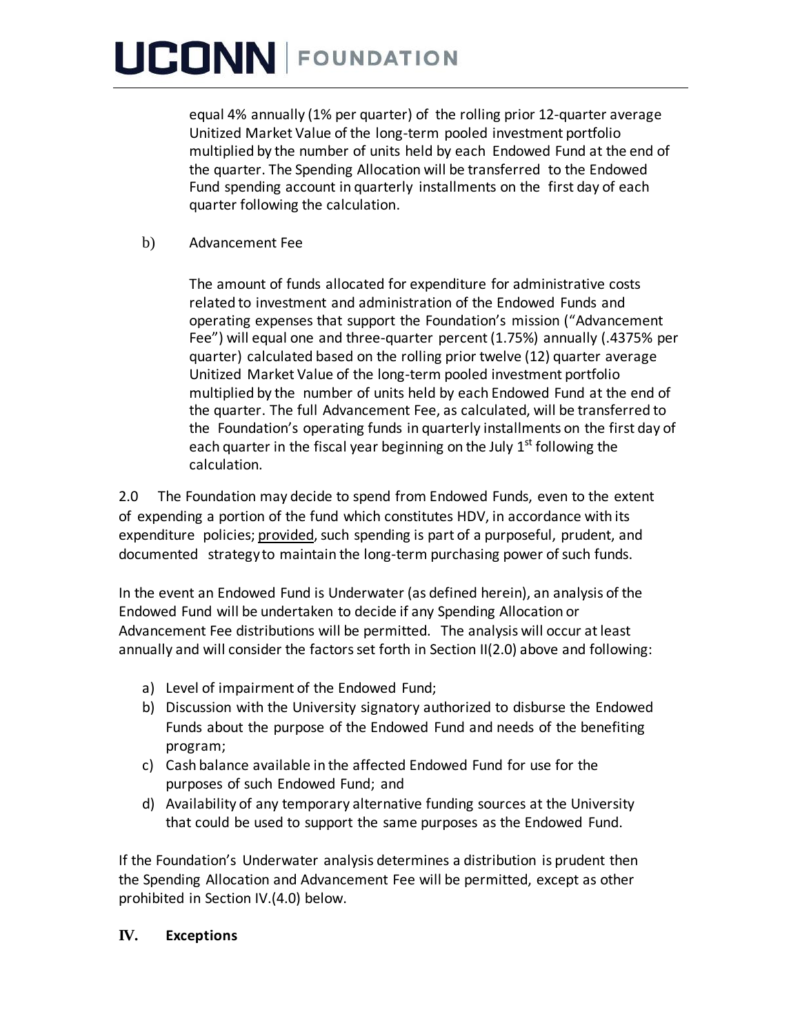equal 4% annually (1% per quarter) of the rolling prior 12-quarter average Unitized Market Value of the long-term pooled investment portfolio multiplied by the number of units held by each Endowed Fund at the end of the quarter. The Spending Allocation will be transferred to the Endowed Fund spending account in quarterly installments on the first day of each quarter following the calculation.

b) Advancement Fee

The amount of funds allocated for expenditure for administrative costs related to investment and administration of the Endowed Funds and operating expenses that support the Foundation's mission ("Advancement Fee") will equal one and three-quarter percent (1.75%) annually (.4375% per quarter) calculated based on the rolling prior twelve (12) quarter average Unitized Market Value of the long-term pooled investment portfolio multiplied by the number of units held by each Endowed Fund at the end of the quarter. The full Advancement Fee, as calculated, will be transferred to the Foundation's operating funds in quarterly installments on the first day of each quarter in the fiscal year beginning on the July 1st following the calculation.

2.0 The Foundation may decide to spend from Endowed Funds, even to the extent of expending a portion of the fund which constitutes HDV, in accordance with its expenditure policies; provided, such spending is part of a purposeful, prudent, and documented strategy to maintain the long-term purchasing power of such funds.

In the event an Endowed Fund is Underwater (as defined herein), an analysis of the Endowed Fund will be undertaken to decide if any Spending Allocation or Advancement Fee distributions will be permitted. The analysis will occur at least annually and will consider the factors set forth in Section II(2.0) above and following:

a) Level of impairment of the Endowed Fund;
b) Discussion with the University signatory authorized to disburse the Endowed Funds about the purpose of the Endowed Fund and needs of the benefiting program;
c) Cash balance available in the affected Endowed Fund for use for the purposes of such Endowed Fund; and
d) Availability of any temporary alternative funding sources at the University that could be used to support the same purposes as the Endowed Fund.

If the Foundation's Underwater analysis determines a distribution is prudent then the Spending Allocation and Advancement Fee will be permitted, except as other prohibited in Section IV.(4.0) below.

## IV. Exceptions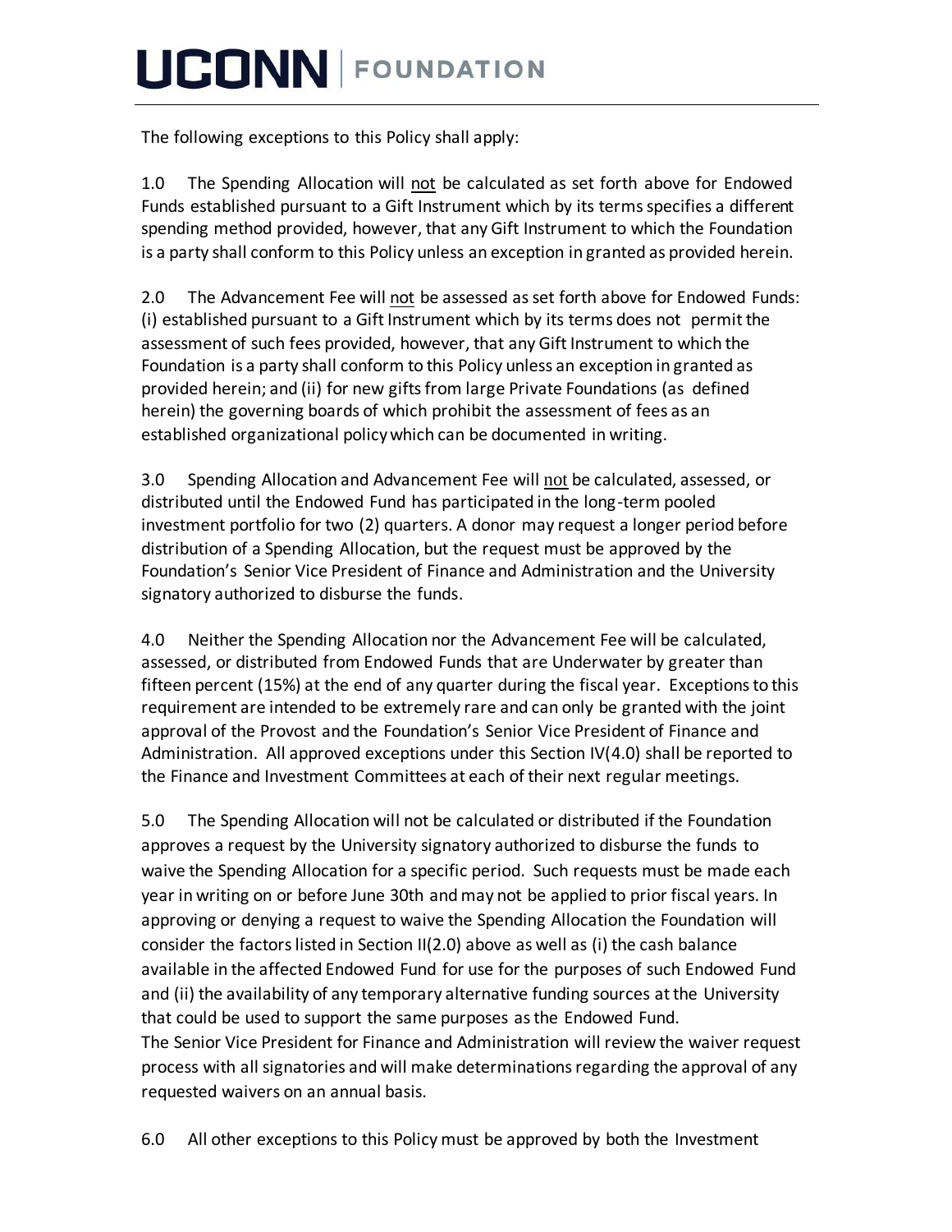The following exceptions to this Policy shall apply:

1.0 The Spending Allocation will <u>not</u> be calculated as set forth above for Endowed Funds established pursuant to a Gift Instrument which by its terms specifies a different spending method provided, however, that any Gift Instrument to which the Foundation is a party shall conform to this Policy unless an exception in granted as provided herein.

2.0 The Advancement Fee will <u>not</u> be assessed as set forth above for Endowed Funds: (i) established pursuant to a Gift Instrument which by its terms does not permit the assessment of such fees provided, however, that any Gift Instrument to which the Foundation is a party shall conform to this Policy unless an exception in granted as provided herein; and (ii) for new gifts from large Private Foundations (as defined herein) the governing boards of which prohibit the assessment of fees as an established organizational policy which can be documented in writing.

3.0 Spending Allocation and Advancement Fee will <u>not</u> be calculated, assessed, or distributed until the Endowed Fund has participated in the long-term pooled investment portfolio for two (2) quarters. A donor may request a longer period before distribution of a Spending Allocation, but the request must be approved by the Foundation's Senior Vice President of Finance and Administration and the University signatory authorized to disburse the funds.

4.0 Neither the Spending Allocation nor the Advancement Fee will be calculated, assessed, or distributed from Endowed Funds that are Underwater by greater than fifteen percent (15%) at the end of any quarter during the fiscal year. Exceptions to this requirement are intended to be extremely rare and can only be granted with the joint approval of the Provost and the Foundation's Senior Vice President of Finance and Administration. All approved exceptions under this Section IV(4.0) shall be reported to the Finance and Investment Committees at each of their next regular meetings.

5.0 The Spending Allocation will not be calculated or distributed if the Foundation approves a request by the University signatory authorized to disburse the funds to waive the Spending Allocation for a specific period. Such requests must be made each year in writing on or before June 30th and may not be applied to prior fiscal years. In approving or denying a request to waive the Spending Allocation the Foundation will consider the factors listed in Section II(2.0) above as well as (i) the cash balance available in the affected Endowed Fund for use for the purposes of such Endowed Fund and (ii) the availability of any temporary alternative funding sources at the University that could be used to support the same purposes as the Endowed Fund. The Senior Vice President for Finance and Administration will review the waiver request process with all signatories and will make determinations regarding the approval of any requested waivers on an annual basis.

6.0 All other exceptions to this Policy must be approved by both the Investment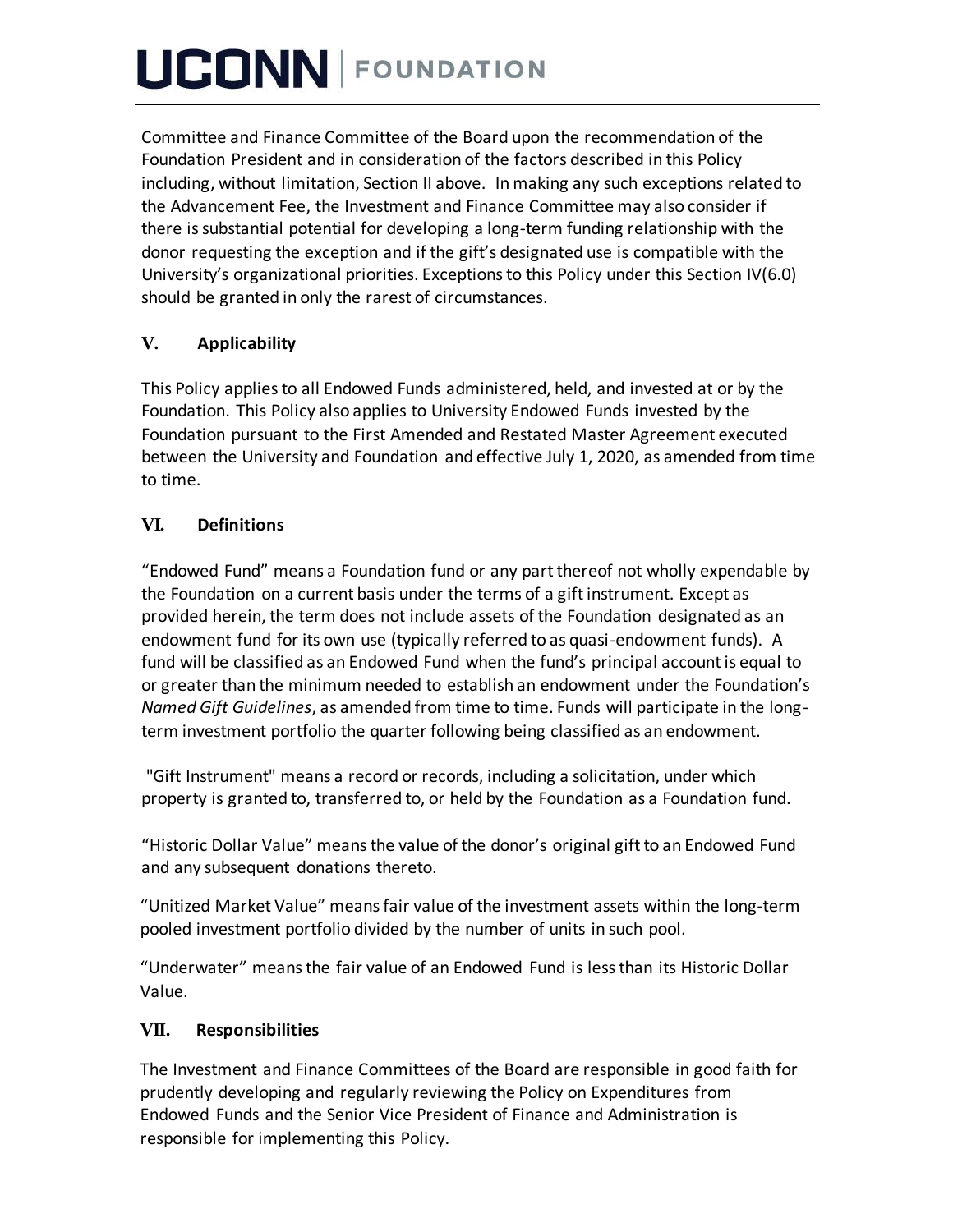Committee and Finance Committee of the Board upon the recommendation of the Foundation President and in consideration of the factors described in this Policy including, without limitation, Section II above. In making any such exceptions related to the Advancement Fee, the Investment and Finance Committee may also consider if there is substantial potential for developing a long-term funding relationship with the donor requesting the exception and if the gift's designated use is compatible with the University's organizational priorities. Exceptions to this Policy under this Section IV(6.0) should be granted in only the rarest of circumstances.

## V. Applicability

This Policy applies to all Endowed Funds administered, held, and invested at or by the Foundation. This Policy also applies to University Endowed Funds invested by the Foundation pursuant to the First Amended and Restated Master Agreement executed between the University and Foundation and effective July 1, 2020, as amended from time to time.

## VI. Definitions

"Endowed Fund" means a Foundation fund or any part thereof not wholly expendable by the Foundation on a current basis under the terms of a gift instrument. Except as provided herein, the term does not include assets of the Foundation designated as an endowment fund for its own use (typically referred to as quasi-endowment funds). A fund will be classified as an Endowed Fund when the fund's principal account is equal to or greater than the minimum needed to establish an endowment under the Foundation's *Named Gift Guidelines*, as amended from time to time. Funds will participate in the long-term investment portfolio the quarter following being classified as an endowment.

"Gift Instrument" means a record or records, including a solicitation, under which property is granted to, transferred to, or held by the Foundation as a Foundation fund.

"Historic Dollar Value" means the value of the donor's original gift to an Endowed Fund and any subsequent donations thereto.

"Unitized Market Value" means fair value of the investment assets within the long-term pooled investment portfolio divided by the number of units in such pool.

"Underwater" means the fair value of an Endowed Fund is less than its Historic Dollar Value.

## VII. Responsibilities

The Investment and Finance Committees of the Board are responsible in good faith for prudently developing and regularly reviewing the Policy on Expenditures from Endowed Funds and the Senior Vice President of Finance and Administration is responsible for implementing this Policy.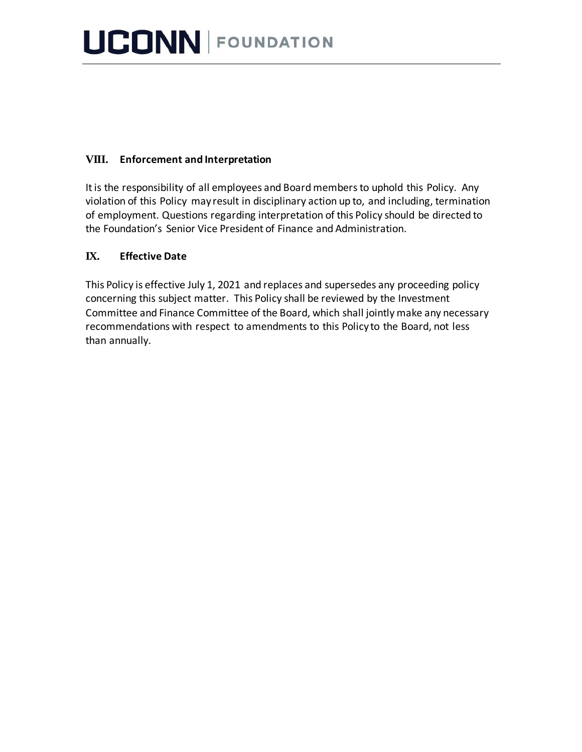## VIII. Enforcement and Interpretation

It is the responsibility of all employees and Board members to uphold this Policy. Any violation of this Policy may result in disciplinary action up to, and including, termination of employment. Questions regarding interpretation of this Policy should be directed to the Foundation's Senior Vice President of Finance and Administration.

## IX. Effective Date

This Policy is effective July 1, 2021 and replaces and supersedes any proceeding policy concerning this subject matter. This Policy shall be reviewed by the Investment Committee and Finance Committee of the Board, which shall jointly make any necessary recommendations with respect to amendments to this Policy to the Board, not less than annually.